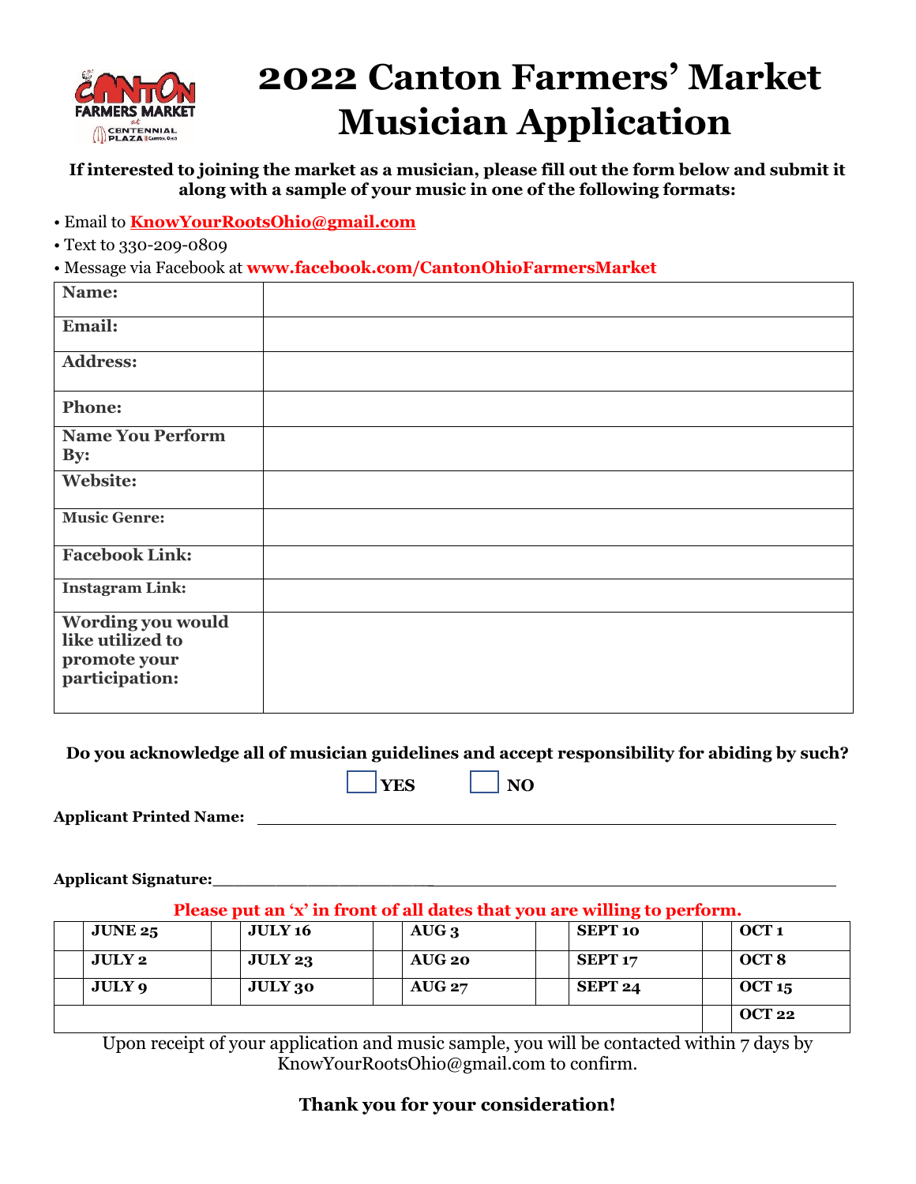# 2022 Canton Farmers' Market Musician Application

**If interested to joining the market as a musician, please fill out the form below and submit it along with a sample of your music in one of the following formats:**

- Email to **KnowYourRootsOhio@gmail.com**
- Text to 330-209-0809
- Message via Facebook at **www.facebook.com/CantonOhioFarmersMarket**

| | |
|---|---|
| **Name:** | |
| **Email:** | |
| **Address:** | |
| **Phone:** | |
| **Name You Perform By:** | |
| **Website:** | |
| **Music Genre:** | |
| **Facebook Link:** | |
| **Instagram Link:** | |
| **Wording you would like utilized to promote your participation:** | |

**Do you acknowledge all of musician guidelines and accept responsibility for abiding by such?**

☐ **YES** ☐ **NO**

**Applicant Printed Name:** ____________________________________________

**Applicant Signature:**____________________________________________

**Please put an 'x' in front of all dates that you are willing to perform.**

| | | | | | | | | | |
|---|---|---|---|---|---|---|---|---|---|
| | **JUNE 25** | | **JULY 16** | | **AUG 3** | | **SEPT 10** | | **OCT 1** |
| | **JULY 2** | | **JULY 23** | | **AUG 20** | | **SEPT 17** | | **OCT 8** |
| | **JULY 9** | | **JULY 30** | | **AUG 27** | | **SEPT 24** | | **OCT 15** |
| | | | | | | | | | **OCT 22** |

Upon receipt of your application and music sample, you will be contacted within 7 days by KnowYourRootsOhio@gmail.com to confirm.

**Thank you for your consideration!**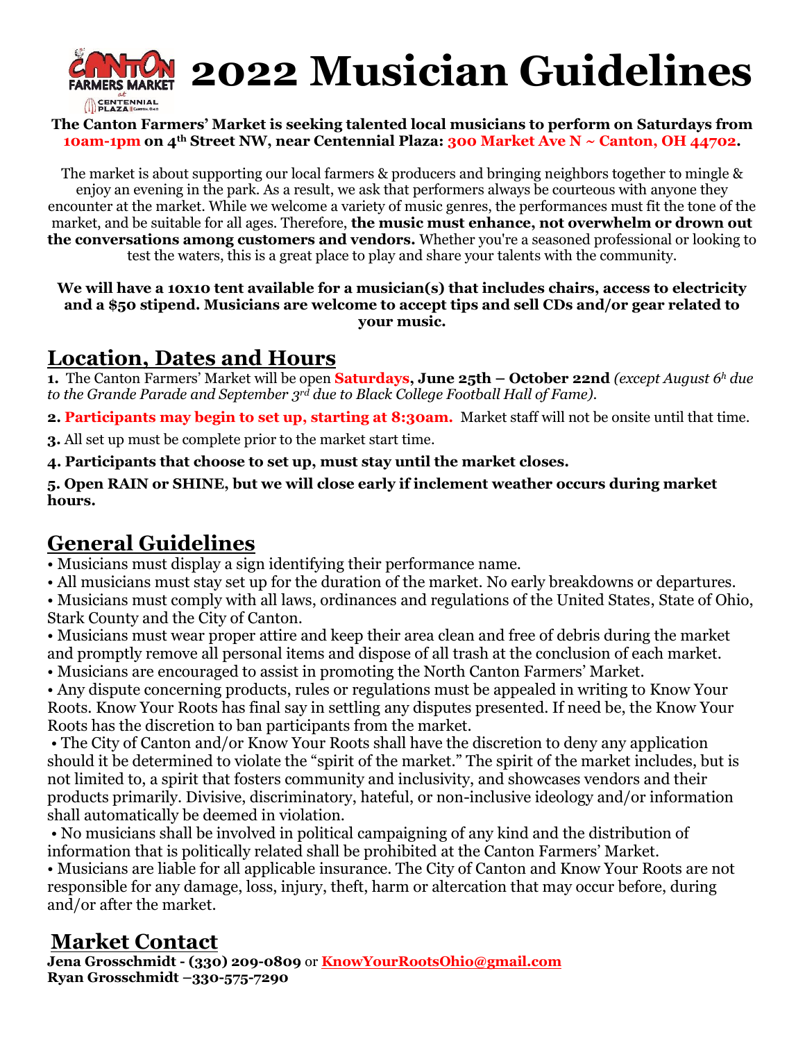# 2022 Musician Guidelines

**The Canton Farmers' Market is seeking talented local musicians to perform on Saturdays from 10am-1pm on 4th Street NW, near Centennial Plaza: 300 Market Ave N ~ Canton, OH 44702.**

The market is about supporting our local farmers & producers and bringing neighbors together to mingle & enjoy an evening in the park. As a result, we ask that performers always be courteous with anyone they encounter at the market. While we welcome a variety of music genres, the performances must fit the tone of the market, and be suitable for all ages. Therefore, **the music must enhance, not overwhelm or drown out the conversations among customers and vendors.** Whether you're a seasoned professional or looking to test the waters, this is a great place to play and share your talents with the community.

**We will have a 10x10 tent available for a musician(s) that includes chairs, access to electricity and a $50 stipend. Musicians are welcome to accept tips and sell CDs and/or gear related to your music.**

## Location, Dates and Hours

**1.** The Canton Farmers' Market will be open **Saturdays, June 25th – October 22nd** *(except August 6h due to the Grande Parade and September 3rd due to Black College Football Hall of Fame).*

**2. Participants may begin to set up, starting at 8:30am.** Market staff will not be onsite until that time.

**3.** All set up must be complete prior to the market start time.

**4. Participants that choose to set up, must stay until the market closes.**

**5. Open RAIN or SHINE, but we will close early if inclement weather occurs during market hours.**

## General Guidelines

- Musicians must display a sign identifying their performance name.
- All musicians must stay set up for the duration of the market. No early breakdowns or departures.
- Musicians must comply with all laws, ordinances and regulations of the United States, State of Ohio, Stark County and the City of Canton.
- Musicians must wear proper attire and keep their area clean and free of debris during the market and promptly remove all personal items and dispose of all trash at the conclusion of each market.
- Musicians are encouraged to assist in promoting the North Canton Farmers' Market.
- Any dispute concerning products, rules or regulations must be appealed in writing to Know Your Roots. Know Your Roots has final say in settling any disputes presented. If need be, the Know Your Roots has the discretion to ban participants from the market.
- The City of Canton and/or Know Your Roots shall have the discretion to deny any application should it be determined to violate the "spirit of the market." The spirit of the market includes, but is not limited to, a spirit that fosters community and inclusivity, and showcases vendors and their products primarily. Divisive, discriminatory, hateful, or non-inclusive ideology and/or information shall automatically be deemed in violation.
- No musicians shall be involved in political campaigning of any kind and the distribution of information that is politically related shall be prohibited at the Canton Farmers' Market.
- Musicians are liable for all applicable insurance. The City of Canton and Know Your Roots are not responsible for any damage, loss, injury, theft, harm or altercation that may occur before, during and/or after the market.

## Market Contact

**Jena Grosschmidt - (330) 209-0809** or **KnowYourRootsOhio@gmail.com**
**Ryan Grosschmidt –330-575-7290**